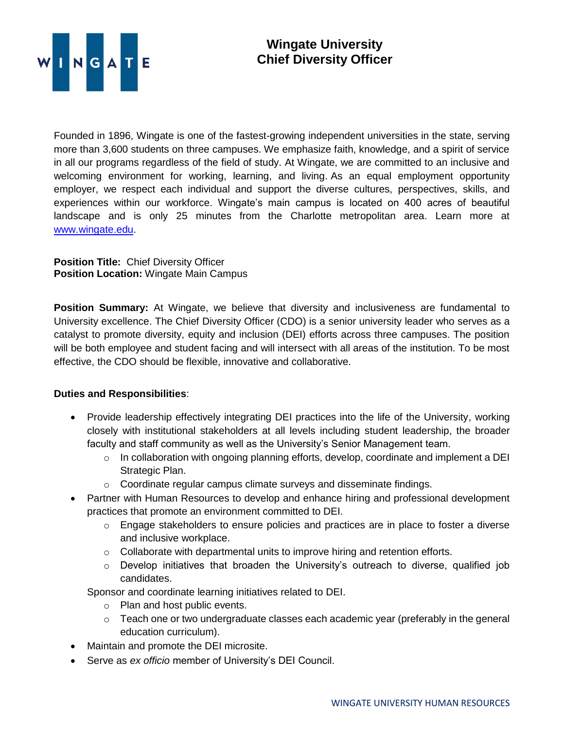# Wingate University
# Chief Diversity Officer

Founded in 1896, Wingate is one of the fastest-growing independent universities in the state, serving more than 3,600 students on three campuses. We emphasize faith, knowledge, and a spirit of service in all our programs regardless of the field of study. At Wingate, we are committed to an inclusive and welcoming environment for working, learning, and living. As an equal employment opportunity employer, we respect each individual and support the diverse cultures, perspectives, skills, and experiences within our workforce. Wingate's main campus is located on 400 acres of beautiful landscape and is only 25 minutes from the Charlotte metropolitan area. Learn more at [www.wingate.edu](http://www.wingate.edu).

**Position Title:** Chief Diversity Officer
**Position Location:** Wingate Main Campus

**Position Summary:** At Wingate, we believe that diversity and inclusiveness are fundamental to University excellence. The Chief Diversity Officer (CDO) is a senior university leader who serves as a catalyst to promote diversity, equity and inclusion (DEI) efforts across three campuses. The position will be both employee and student facing and will intersect with all areas of the institution. To be most effective, the CDO should be flexible, innovative and collaborative.

**Duties and Responsibilities**:

- Provide leadership effectively integrating DEI practices into the life of the University, working closely with institutional stakeholders at all levels including student leadership, the broader faculty and staff community as well as the University's Senior Management team.
  - In collaboration with ongoing planning efforts, develop, coordinate and implement a DEI Strategic Plan.
  - Coordinate regular campus climate surveys and disseminate findings.
- Partner with Human Resources to develop and enhance hiring and professional development practices that promote an environment committed to DEI.
  - Engage stakeholders to ensure policies and practices are in place to foster a diverse and inclusive workplace.
  - Collaborate with departmental units to improve hiring and retention efforts.
  - Develop initiatives that broaden the University's outreach to diverse, qualified job candidates.

  Sponsor and coordinate learning initiatives related to DEI.
  - Plan and host public events.
  - Teach one or two undergraduate classes each academic year (preferably in the general education curriculum).
- Maintain and promote the DEI microsite.
- Serve as *ex officio* member of University's DEI Council.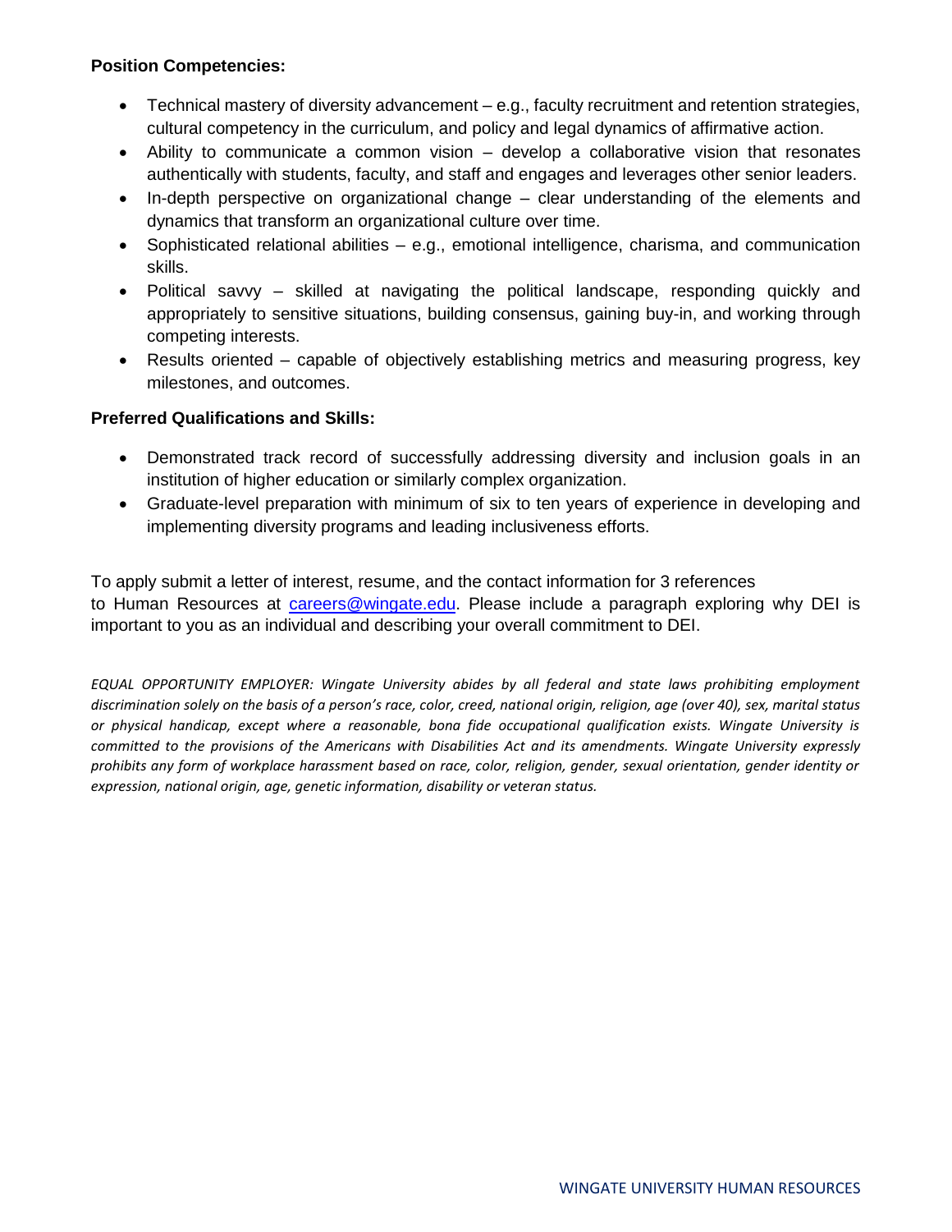**Position Competencies:**

- Technical mastery of diversity advancement – e.g., faculty recruitment and retention strategies, cultural competency in the curriculum, and policy and legal dynamics of affirmative action.
- Ability to communicate a common vision – develop a collaborative vision that resonates authentically with students, faculty, and staff and engages and leverages other senior leaders.
- In-depth perspective on organizational change – clear understanding of the elements and dynamics that transform an organizational culture over time.
- Sophisticated relational abilities – e.g., emotional intelligence, charisma, and communication skills.
- Political savvy – skilled at navigating the political landscape, responding quickly and appropriately to sensitive situations, building consensus, gaining buy-in, and working through competing interests.
- Results oriented – capable of objectively establishing metrics and measuring progress, key milestones, and outcomes.

**Preferred Qualifications and Skills:**

- Demonstrated track record of successfully addressing diversity and inclusion goals in an institution of higher education or similarly complex organization.
- Graduate-level preparation with minimum of six to ten years of experience in developing and implementing diversity programs and leading inclusiveness efforts.

To apply submit a letter of interest, resume, and the contact information for 3 references to Human Resources at careers@wingate.edu. Please include a paragraph exploring why DEI is important to you as an individual and describing your overall commitment to DEI.

*EQUAL OPPORTUNITY EMPLOYER: Wingate University abides by all federal and state laws prohibiting employment discrimination solely on the basis of a person's race, color, creed, national origin, religion, age (over 40), sex, marital status or physical handicap, except where a reasonable, bona fide occupational qualification exists. Wingate University is committed to the provisions of the Americans with Disabilities Act and its amendments. Wingate University expressly prohibits any form of workplace harassment based on race, color, religion, gender, sexual orientation, gender identity or expression, national origin, age, genetic information, disability or veteran status.*